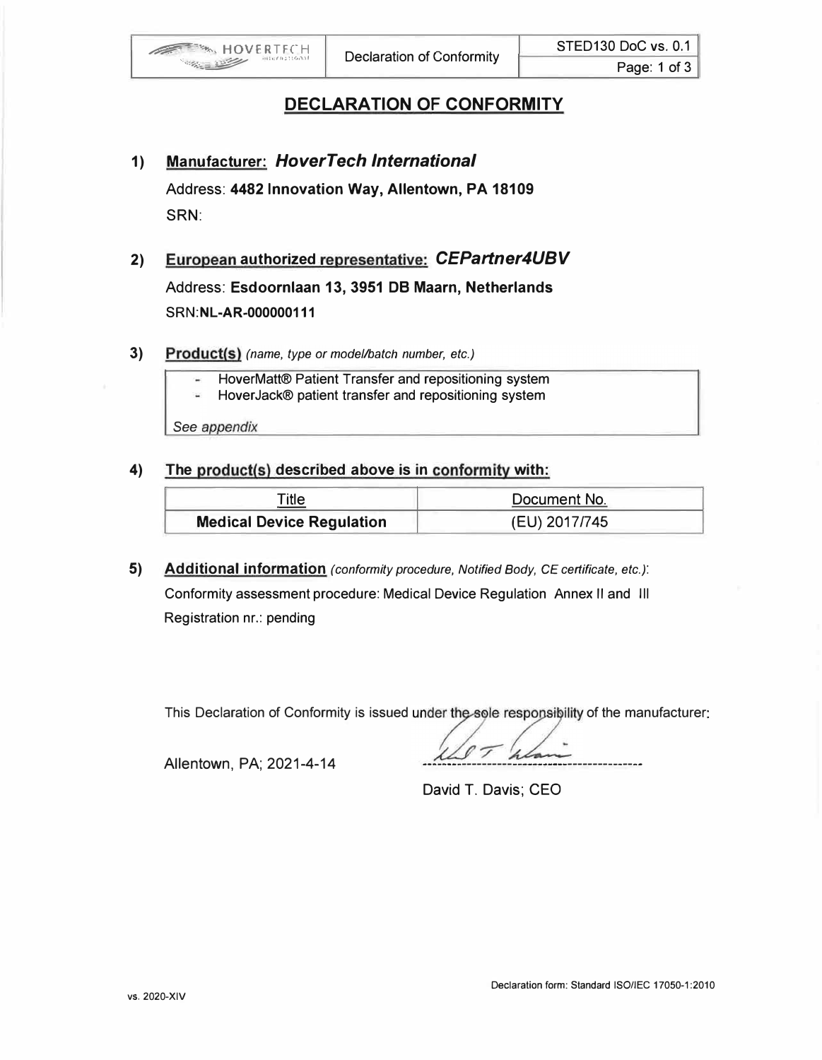# DECLARATION OF CONFORMITY

1) **Manufacturer:** ***HoverTech International***

   Address: **4482 Innovation Way, Allentown, PA 18109**

   SRN:

2) **European authorized representative:** ***CEPartner4UBV***

   Address: **Esdoornlaan 13, 3951 DB Maarn, Netherlands**

   SRN:**NL-AR-000000111**

3) **Product(s)** *(name, type or model/batch number, etc.)*

   - HoverMatt® Patient Transfer and repositioning system
   - HoverJack® patient transfer and repositioning system

   *See appendix*

4) **The product(s) described above is in conformity with:**

| Title | Document No. |
| --- | --- |
| **Medical Device Regulation** | (EU) 2017/745 |

5) **Additional information** *(conformity procedure, Notified Body, CE certificate, etc.)*:

   Conformity assessment procedure: Medical Device Regulation Annex II and III

   Registration nr.: pending

This Declaration of Conformity is issued under the sole responsibility of the manufacturer:

Allentown, PA; 2021-4-14

David T. Davis; CEO

Declaration form: Standard ISO/IEC 17050-1:2010

vs. 2020-XIV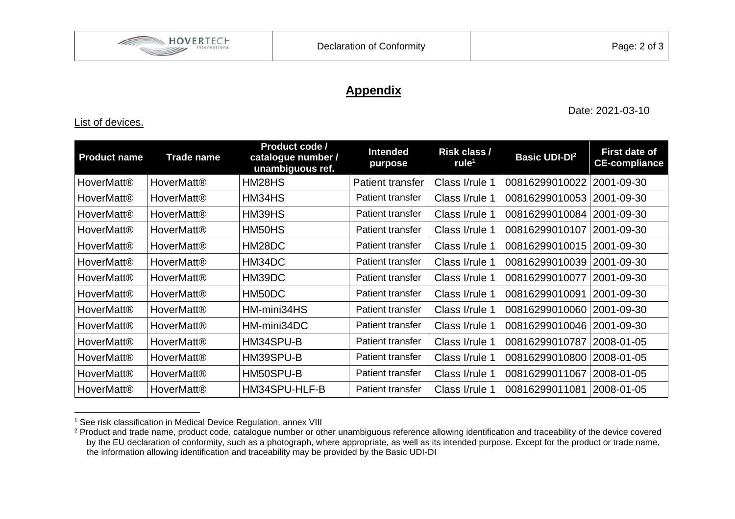## Appendix

Date: 2021-03-10

List of devices.

| Product name | Trade name | Product code / catalogue number / unambiguous ref. | Intended purpose | Risk class / rule[1] | Basic UDI-DI[2] | First date of CE-compliance |
| --- | --- | --- | --- | --- | --- | --- |
| HoverMatt® | HoverMatt® | HM28HS | Patient transfer | Class I/rule 1 | 00816299010022 | 2001-09-30 |
| HoverMatt® | HoverMatt® | HM34HS | Patient transfer | Class I/rule 1 | 00816299010053 | 2001-09-30 |
| HoverMatt® | HoverMatt® | HM39HS | Patient transfer | Class I/rule 1 | 00816299010084 | 2001-09-30 |
| HoverMatt® | HoverMatt® | HM50HS | Patient transfer | Class I/rule 1 | 00816299010107 | 2001-09-30 |
| HoverMatt® | HoverMatt® | HM28DC | Patient transfer | Class I/rule 1 | 00816299010015 | 2001-09-30 |
| HoverMatt® | HoverMatt® | HM34DC | Patient transfer | Class I/rule 1 | 00816299010039 | 2001-09-30 |
| HoverMatt® | HoverMatt® | HM39DC | Patient transfer | Class I/rule 1 | 00816299010077 | 2001-09-30 |
| HoverMatt® | HoverMatt® | HM50DC | Patient transfer | Class I/rule 1 | 00816299010091 | 2001-09-30 |
| HoverMatt® | HoverMatt® | HM-mini34HS | Patient transfer | Class I/rule 1 | 00816299010060 | 2001-09-30 |
| HoverMatt® | HoverMatt® | HM-mini34DC | Patient transfer | Class I/rule 1 | 00816299010046 | 2001-09-30 |
| HoverMatt® | HoverMatt® | HM34SPU-B | Patient transfer | Class I/rule 1 | 00816299010787 | 2008-01-05 |
| HoverMatt® | HoverMatt® | HM39SPU-B | Patient transfer | Class I/rule 1 | 00816299010800 | 2008-01-05 |
| HoverMatt® | HoverMatt® | HM50SPU-B | Patient transfer | Class I/rule 1 | 00816299011067 | 2008-01-05 |
| HoverMatt® | HoverMatt® | HM34SPU-HLF-B | Patient transfer | Class I/rule 1 | 00816299011081 | 2008-01-05 |

[1] See risk classification in Medical Device Regulation, annex VIII

[2] Product and trade name, product code, catalogue number or other unambiguous reference allowing identification and traceability of the device covered by the EU declaration of conformity, such as a photograph, where appropriate, as well as its intended purpose. Except for the product or trade name, the information allowing identification and traceability may be provided by the Basic UDI-DI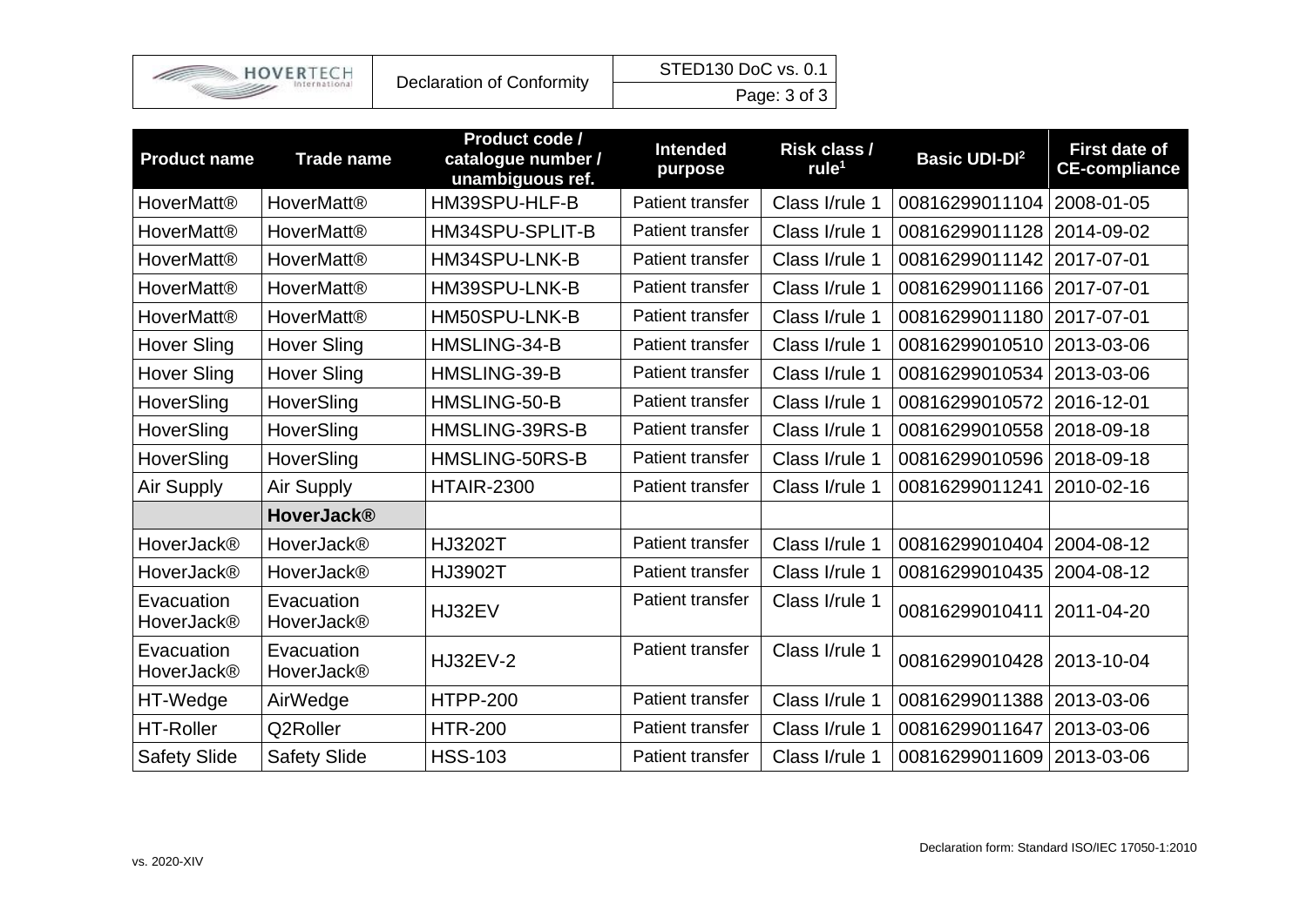| Product name | Trade name | Product code / catalogue number / unambiguous ref. | Intended purpose | Risk class / rule[1] | Basic UDI-DI[2] | First date of CE-compliance |
|---|---|---|---|---|---|---|
| HoverMatt® | HoverMatt® | HM39SPU-HLF-B | Patient transfer | Class I/rule 1 | 00816299011104 | 2008-01-05 |
| HoverMatt® | HoverMatt® | HM34SPU-SPLIT-B | Patient transfer | Class I/rule 1 | 00816299011128 | 2014-09-02 |
| HoverMatt® | HoverMatt® | HM34SPU-LNK-B | Patient transfer | Class I/rule 1 | 00816299011142 | 2017-07-01 |
| HoverMatt® | HoverMatt® | HM39SPU-LNK-B | Patient transfer | Class I/rule 1 | 00816299011166 | 2017-07-01 |
| HoverMatt® | HoverMatt® | HM50SPU-LNK-B | Patient transfer | Class I/rule 1 | 00816299011180 | 2017-07-01 |
| Hover Sling | Hover Sling | HMSLING-34-B | Patient transfer | Class I/rule 1 | 00816299010510 | 2013-03-06 |
| Hover Sling | Hover Sling | HMSLING-39-B | Patient transfer | Class I/rule 1 | 00816299010534 | 2013-03-06 |
| HoverSling | HoverSling | HMSLING-50-B | Patient transfer | Class I/rule 1 | 00816299010572 | 2016-12-01 |
| HoverSling | HoverSling | HMSLING-39RS-B | Patient transfer | Class I/rule 1 | 00816299010558 | 2018-09-18 |
| HoverSling | HoverSling | HMSLING-50RS-B | Patient transfer | Class I/rule 1 | 00816299010596 | 2018-09-18 |
| Air Supply | Air Supply | HTAIR-2300 | Patient transfer | Class I/rule 1 | 00816299011241 | 2010-02-16 |
| | **HoverJack®** | | | | | |
| HoverJack® | HoverJack® | HJ3202T | Patient transfer | Class I/rule 1 | 00816299010404 | 2004-08-12 |
| HoverJack® | HoverJack® | HJ3902T | Patient transfer | Class I/rule 1 | 00816299010435 | 2004-08-12 |
| Evacuation HoverJack® | Evacuation HoverJack® | HJ32EV | Patient transfer | Class I/rule 1 | 00816299010411 | 2011-04-20 |
| Evacuation HoverJack® | Evacuation HoverJack® | HJ32EV-2 | Patient transfer | Class I/rule 1 | 00816299010428 | 2013-10-04 |
| HT-Wedge | AirWedge | HTPP-200 | Patient transfer | Class I/rule 1 | 00816299011388 | 2013-03-06 |
| HT-Roller | Q2Roller | HTR-200 | Patient transfer | Class I/rule 1 | 00816299011647 | 2013-03-06 |
| Safety Slide | Safety Slide | HSS-103 | Patient transfer | Class I/rule 1 | 00816299011609 | 2013-03-06 |

vs. 2020-XIV

Declaration form: Standard ISO/IEC 17050-1:2010